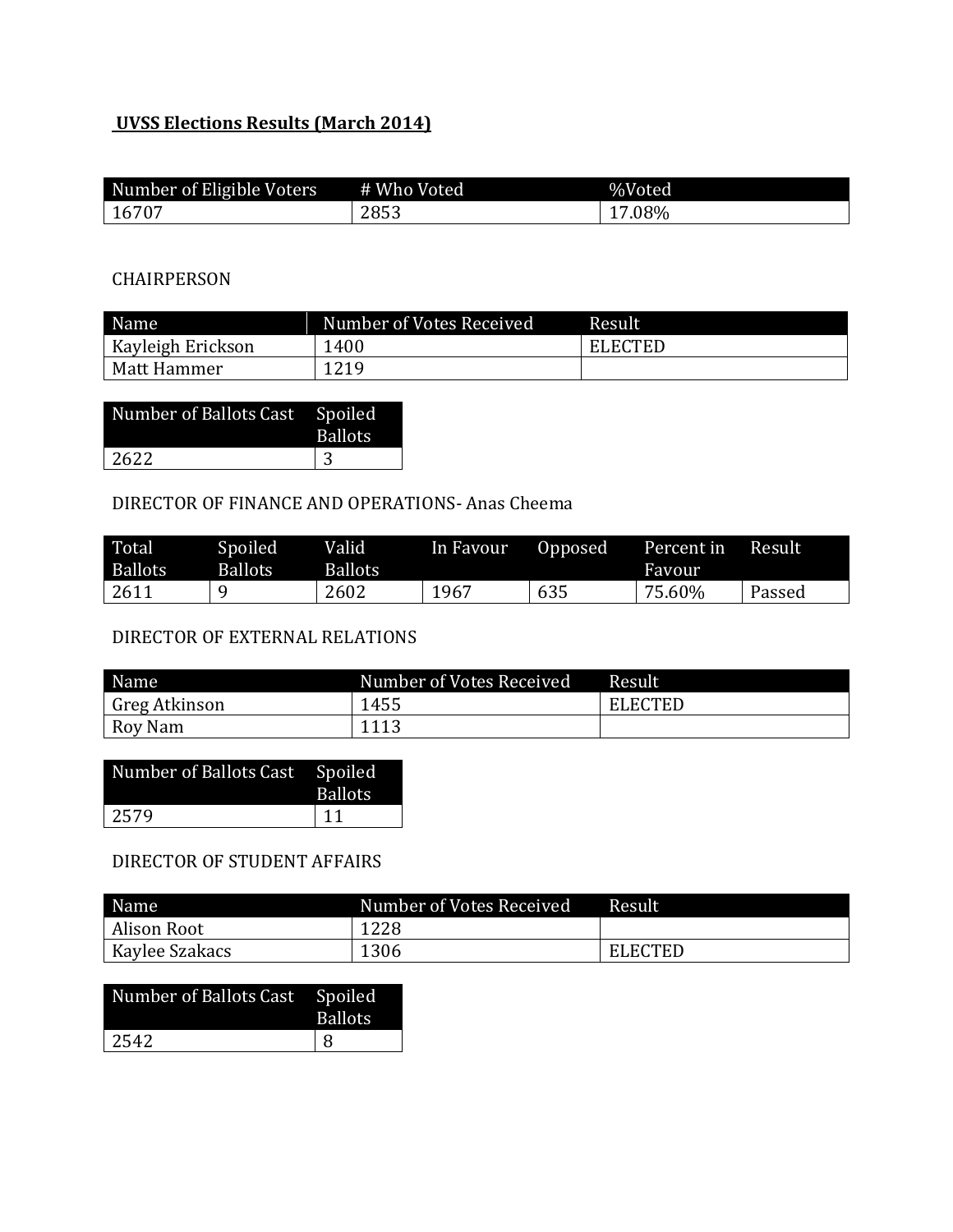**UVSS Elections Results (March 2014)**

| Number of Eligible Voters | # Who Voted | %Voted |
| --- | --- | --- |
| 16707 | 2853 | 17.08% |

CHAIRPERSON

| Name | Number of Votes Received | Result |
| --- | --- | --- |
| Kayleigh Erickson | 1400 | ELECTED |
| Matt Hammer | 1219 | |

| Number of Ballots Cast | Spoiled Ballots |
| --- | --- |
| 2622 | 3 |

DIRECTOR OF FINANCE AND OPERATIONS- Anas Cheema

| Total Ballots | Spoiled Ballots | Valid Ballots | In Favour | Opposed | Percent in Favour | Result |
| --- | --- | --- | --- | --- | --- | --- |
| 2611 | 9 | 2602 | 1967 | 635 | 75.60% | Passed |

DIRECTOR OF EXTERNAL RELATIONS

| Name | Number of Votes Received | Result |
| --- | --- | --- |
| Greg Atkinson | 1455 | ELECTED |
| Roy Nam | 1113 | |

| Number of Ballots Cast | Spoiled Ballots |
| --- | --- |
| 2579 | 11 |

DIRECTOR OF STUDENT AFFAIRS

| Name | Number of Votes Received | Result |
| --- | --- | --- |
| Alison Root | 1228 | |
| Kaylee Szakacs | 1306 | ELECTED |

| Number of Ballots Cast | Spoiled Ballots |
| --- | --- |
| 2542 | 8 |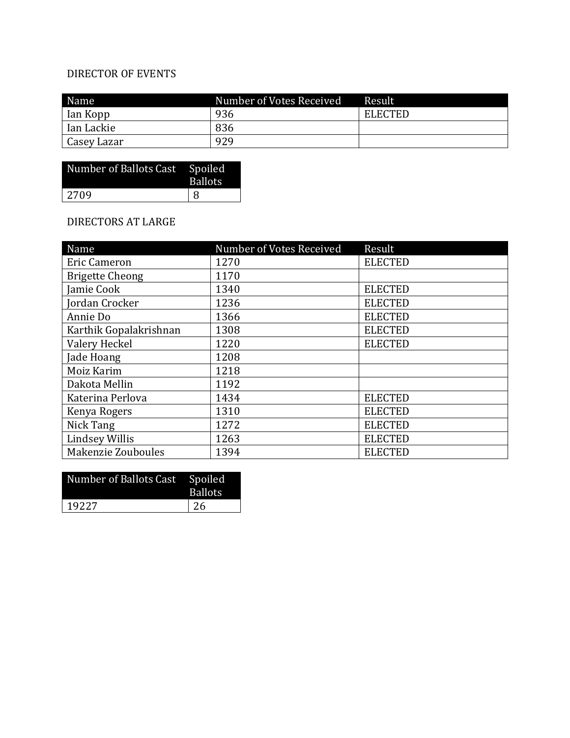DIRECTOR OF EVENTS

| Name | Number of Votes Received | Result |
| --- | --- | --- |
| Ian Kopp | 936 | ELECTED |
| Ian Lackie | 836 | |
| Casey Lazar | 929 | |

| Number of Ballots Cast | Spoiled Ballots |
| --- | --- |
| 2709 | 8 |

DIRECTORS AT LARGE

| Name | Number of Votes Received | Result |
| --- | --- | --- |
| Eric Cameron | 1270 | ELECTED |
| Brigette Cheong | 1170 | |
| Jamie Cook | 1340 | ELECTED |
| Jordan Crocker | 1236 | ELECTED |
| Annie Do | 1366 | ELECTED |
| Karthik Gopalakrishnan | 1308 | ELECTED |
| Valery Heckel | 1220 | ELECTED |
| Jade Hoang | 1208 | |
| Moiz Karim | 1218 | |
| Dakota Mellin | 1192 | |
| Katerina Perlova | 1434 | ELECTED |
| Kenya Rogers | 1310 | ELECTED |
| Nick Tang | 1272 | ELECTED |
| Lindsey Willis | 1263 | ELECTED |
| Makenzie Zouboules | 1394 | ELECTED |

| Number of Ballots Cast | Spoiled Ballots |
| --- | --- |
| 19227 | 26 |